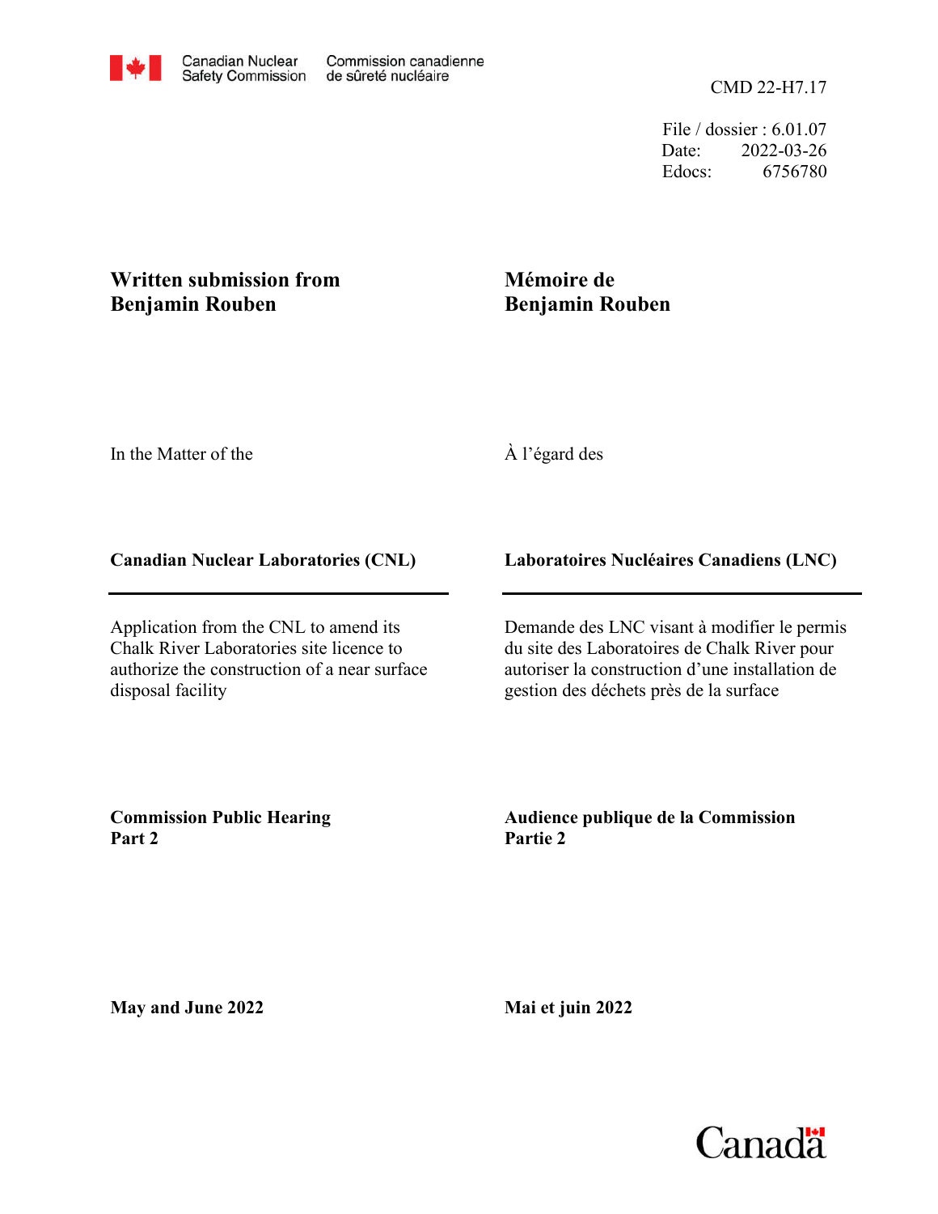Canadian Nuclear Safety Commission | Commission canadienne de sûreté nucléaire

CMD 22-H7.17

File / dossier : 6.01.07
Date: 2022-03-26
Edocs: 6756780

**Written submission from Benjamin Rouben**

**Mémoire de Benjamin Rouben**

In the Matter of the

À l'égard des

**Canadian Nuclear Laboratories (CNL)**

**Laboratoires Nucléaires Canadiens (LNC)**

Application from the CNL to amend its Chalk River Laboratories site licence to authorize the construction of a near surface disposal facility

Demande des LNC visant à modifier le permis du site des Laboratoires de Chalk River pour autoriser la construction d'une installation de gestion des déchets près de la surface

**Commission Public Hearing Part 2**

**Audience publique de la Commission Partie 2**

**May and June 2022**

**Mai et juin 2022**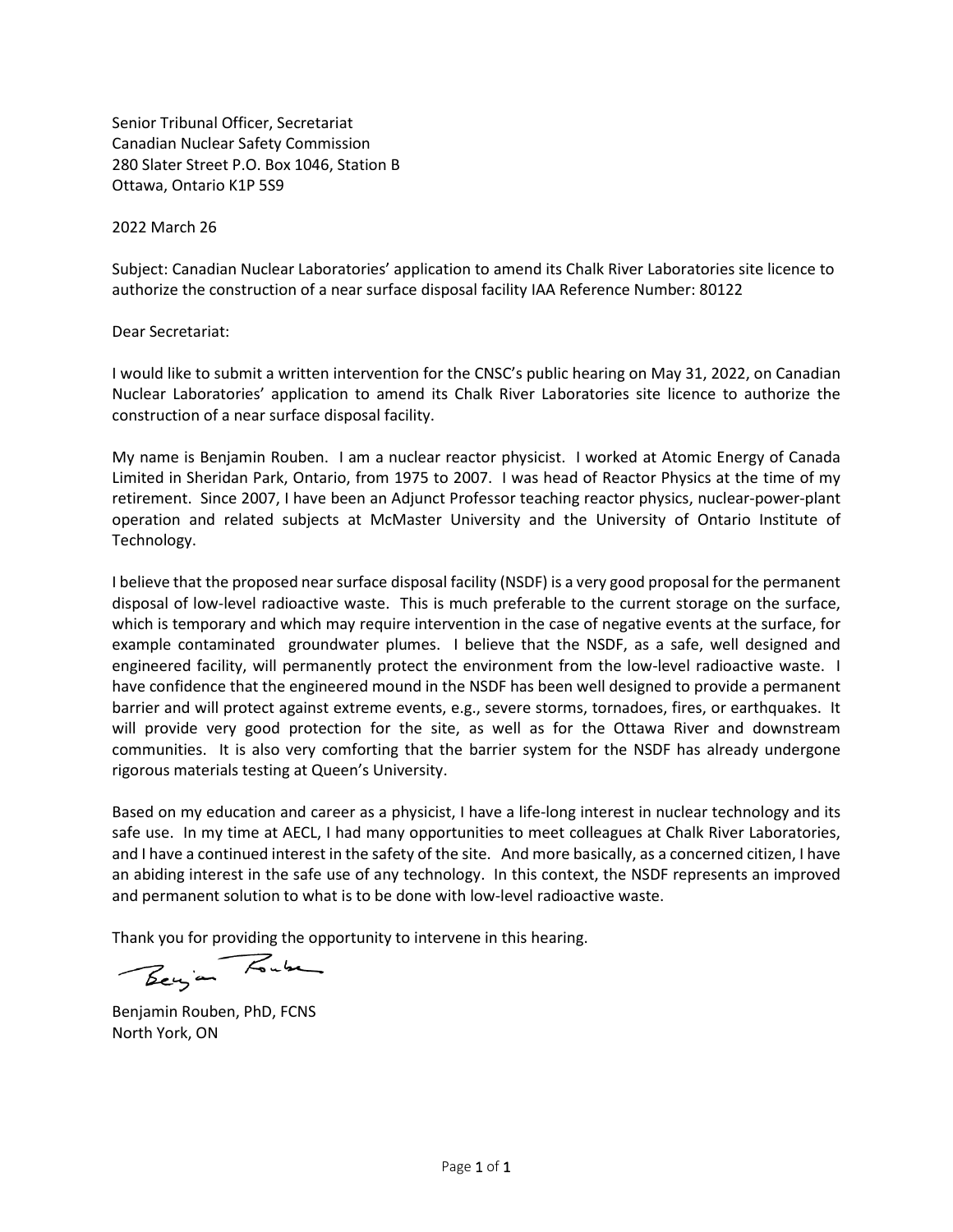Senior Tribunal Officer, Secretariat
Canadian Nuclear Safety Commission
280 Slater Street P.O. Box 1046, Station B
Ottawa, Ontario K1P 5S9

2022 March 26

Subject: Canadian Nuclear Laboratories' application to amend its Chalk River Laboratories site licence to authorize the construction of a near surface disposal facility IAA Reference Number: 80122

Dear Secretariat:

I would like to submit a written intervention for the CNSC's public hearing on May 31, 2022, on Canadian Nuclear Laboratories' application to amend its Chalk River Laboratories site licence to authorize the construction of a near surface disposal facility.

My name is Benjamin Rouben. I am a nuclear reactor physicist. I worked at Atomic Energy of Canada Limited in Sheridan Park, Ontario, from 1975 to 2007. I was head of Reactor Physics at the time of my retirement. Since 2007, I have been an Adjunct Professor teaching reactor physics, nuclear-power-plant operation and related subjects at McMaster University and the University of Ontario Institute of Technology.

I believe that the proposed near surface disposal facility (NSDF) is a very good proposal for the permanent disposal of low-level radioactive waste. This is much preferable to the current storage on the surface, which is temporary and which may require intervention in the case of negative events at the surface, for example contaminated groundwater plumes. I believe that the NSDF, as a safe, well designed and engineered facility, will permanently protect the environment from the low-level radioactive waste. I have confidence that the engineered mound in the NSDF has been well designed to provide a permanent barrier and will protect against extreme events, e.g., severe storms, tornadoes, fires, or earthquakes. It will provide very good protection for the site, as well as for the Ottawa River and downstream communities. It is also very comforting that the barrier system for the NSDF has already undergone rigorous materials testing at Queen's University.

Based on my education and career as a physicist, I have a life-long interest in nuclear technology and its safe use. In my time at AECL, I had many opportunities to meet colleagues at Chalk River Laboratories, and I have a continued interest in the safety of the site. And more basically, as a concerned citizen, I have an abiding interest in the safe use of any technology. In this context, the NSDF represents an improved and permanent solution to what is to be done with low-level radioactive waste.

Thank you for providing the opportunity to intervene in this hearing.

Benjamin Rouben, PhD, FCNS
North York, ON